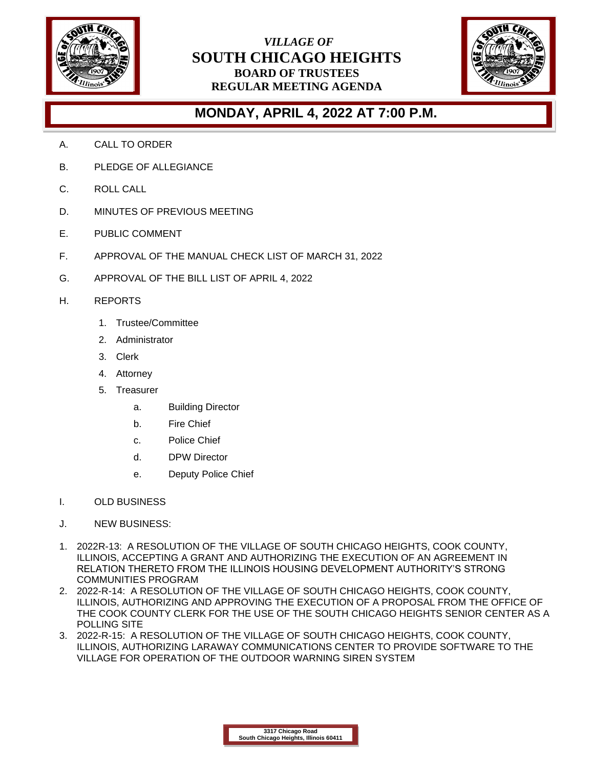*VILLAGE OF*

# SOUTH CHICAGO HEIGHTS

## BOARD OF TRUSTEES
## REGULAR MEETING AGENDA

## MONDAY, APRIL 4, 2022 AT 7:00 P.M.

A. CALL TO ORDER

B. PLEDGE OF ALLEGIANCE

C. ROLL CALL

D. MINUTES OF PREVIOUS MEETING

E. PUBLIC COMMENT

F. APPROVAL OF THE MANUAL CHECK LIST OF MARCH 31, 2022

G. APPROVAL OF THE BILL LIST OF APRIL 4, 2022

H. REPORTS

1. Trustee/Committee
2. Administrator
3. Clerk
4. Attorney
5. Treasurer
   - a. Building Director
   - b. Fire Chief
   - c. Police Chief
   - d. DPW Director
   - e. Deputy Police Chief

I. OLD BUSINESS

J. NEW BUSINESS:

1. 2022R-13: A RESOLUTION OF THE VILLAGE OF SOUTH CHICAGO HEIGHTS, COOK COUNTY, ILLINOIS, ACCEPTING A GRANT AND AUTHORIZING THE EXECUTION OF AN AGREEMENT IN RELATION THERETO FROM THE ILLINOIS HOUSING DEVELOPMENT AUTHORITY'S STRONG COMMUNITIES PROGRAM
2. 2022-R-14: A RESOLUTION OF THE VILLAGE OF SOUTH CHICAGO HEIGHTS, COOK COUNTY, ILLINOIS, AUTHORIZING AND APPROVING THE EXECUTION OF A PROPOSAL FROM THE OFFICE OF THE COOK COUNTY CLERK FOR THE USE OF THE SOUTH CHICAGO HEIGHTS SENIOR CENTER AS A POLLING SITE
3. 2022-R-15: A RESOLUTION OF THE VILLAGE OF SOUTH CHICAGO HEIGHTS, COOK COUNTY, ILLINOIS, AUTHORIZING LARAWAY COMMUNICATIONS CENTER TO PROVIDE SOFTWARE TO THE VILLAGE FOR OPERATION OF THE OUTDOOR WARNING SIREN SYSTEM

**3317 Chicago Road**
**South Chicago Heights, Illinois 60411**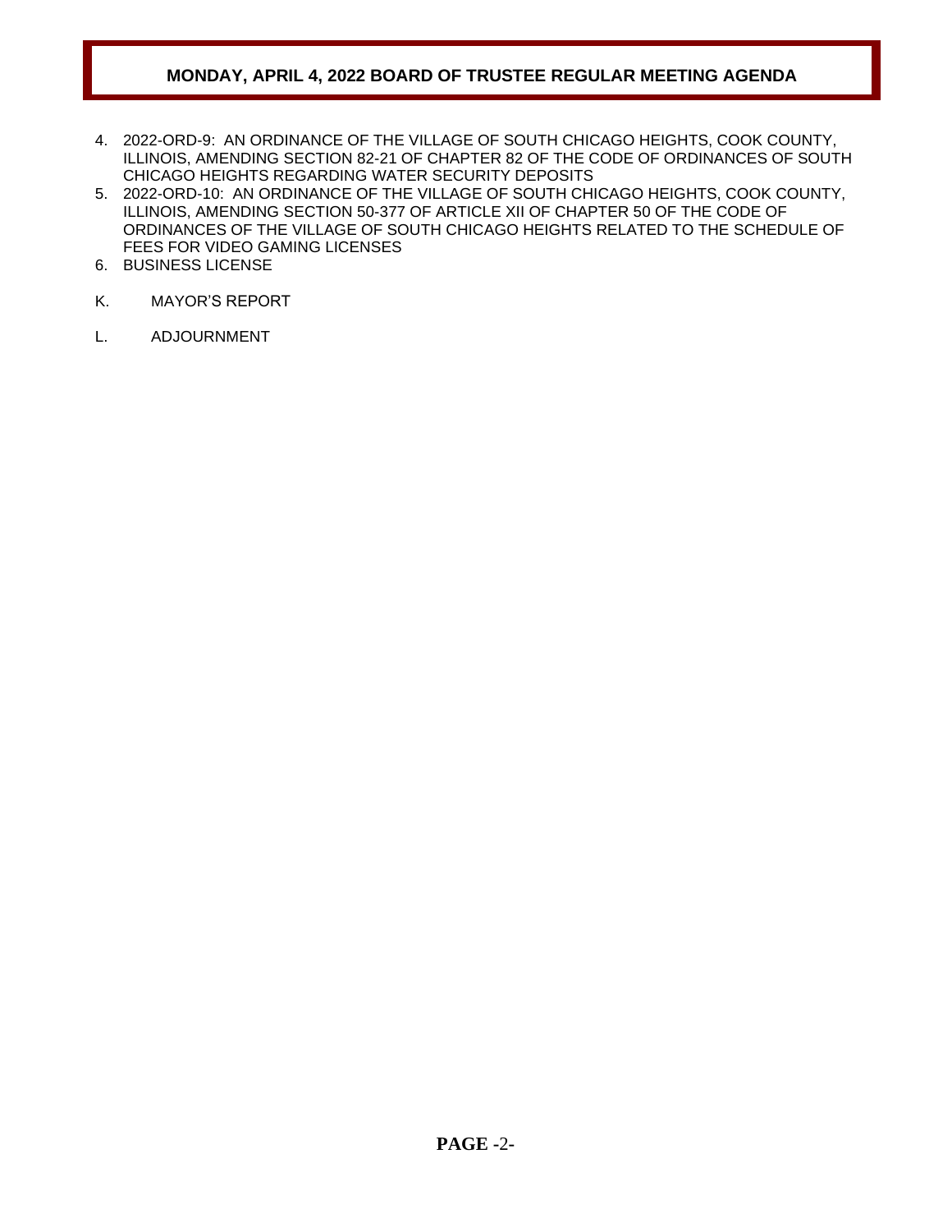4. 2022-ORD-9: AN ORDINANCE OF THE VILLAGE OF SOUTH CHICAGO HEIGHTS, COOK COUNTY, ILLINOIS, AMENDING SECTION 82-21 OF CHAPTER 82 OF THE CODE OF ORDINANCES OF SOUTH CHICAGO HEIGHTS REGARDING WATER SECURITY DEPOSITS
5. 2022-ORD-10: AN ORDINANCE OF THE VILLAGE OF SOUTH CHICAGO HEIGHTS, COOK COUNTY, ILLINOIS, AMENDING SECTION 50-377 OF ARTICLE XII OF CHAPTER 50 OF THE CODE OF ORDINANCES OF THE VILLAGE OF SOUTH CHICAGO HEIGHTS RELATED TO THE SCHEDULE OF FEES FOR VIDEO GAMING LICENSES
6. BUSINESS LICENSE

K. MAYOR'S REPORT

L. ADJOURNMENT